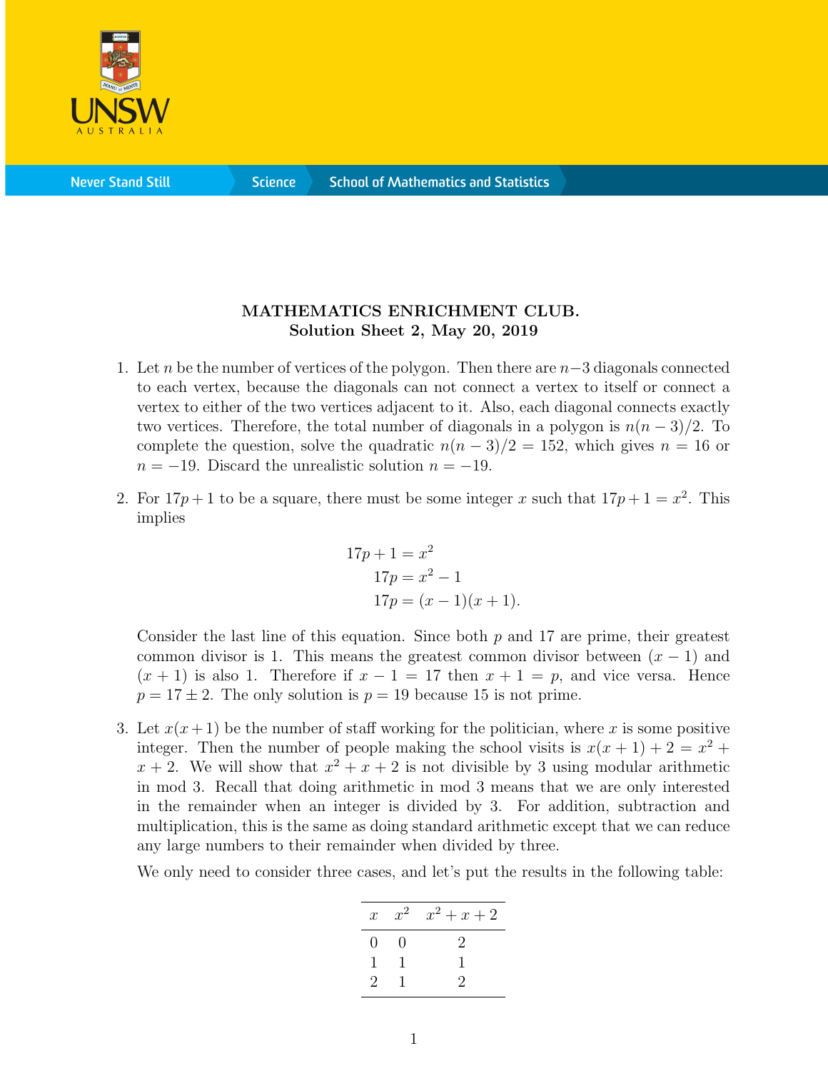**MATHEMATICS ENRICHMENT CLUB.**
**Solution Sheet 2, May 20, 2019**

1. Let $n$ be the number of vertices of the polygon. Then there are $n-3$ diagonals connected to each vertex, because the diagonals can not connect a vertex to itself or connect a vertex to either of the two vertices adjacent to it. Also, each diagonal connects exactly two vertices. Therefore, the total number of diagonals in a polygon is $n(n-3)/2$. To complete the question, solve the quadratic $n(n-3)/2 = 152$, which gives $n = 16$ or $n = -19$. Discard the unrealistic solution $n = -19$.

2. For $17p + 1$ to be a square, there must be some integer $x$ such that $17p + 1 = x^2$. This implies

$$
\begin{aligned}
17p + 1 &= x^2 \\
17p &= x^2 - 1 \\
17p &= (x-1)(x+1).
\end{aligned}
$$

   Consider the last line of this equation. Since both $p$ and 17 are prime, their greatest common divisor is 1. This means the greatest common divisor between $(x-1)$ and $(x+1)$ is also 1. Therefore if $x - 1 = 17$ then $x + 1 = p$, and vice versa. Hence $p = 17 \pm 2$. The only solution is $p = 19$ because 15 is not prime.

3. Let $x(x+1)$ be the number of staff working for the politician, where $x$ is some positive integer. Then the number of people making the school visits is $x(x+1) + 2 = x^2 + x + 2$. We will show that $x^2 + x + 2$ is not divisible by 3 using modular arithmetic in mod 3. Recall that doing arithmetic in mod 3 means that we are only interested in the remainder when an integer is divided by 3. For addition, subtraction and multiplication, this is the same as doing standard arithmetic except that we can reduce any large numbers to their remainder when divided by three.

   We only need to consider three cases, and let's put the results in the following table:

| $x$ | $x^2$ | $x^2 + x + 2$ |
|---|---|---|
| 0 | 0 | 2 |
| 1 | 1 | 1 |
| 2 | 1 | 2 |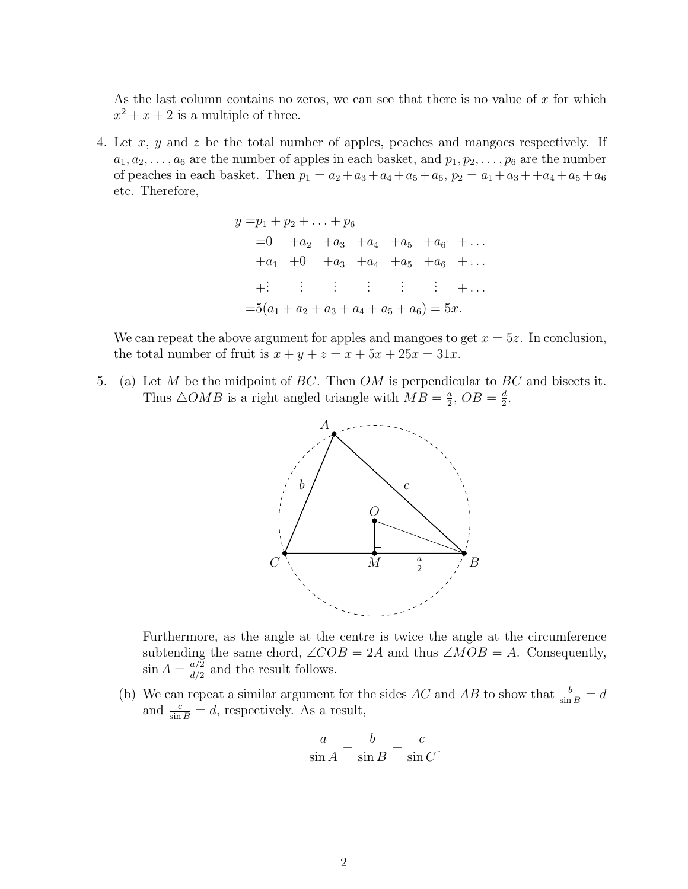As the last column contains no zeros, we can see that there is no value of $x$ for which $x^2 + x + 2$ is a multiple of three.

4. Let $x$, $y$ and $z$ be the total number of apples, peaches and mangoes respectively. If $a_1, a_2, \ldots, a_6$ are the number of apples in each basket, and $p_1, p_2, \ldots, p_6$ are the number of peaches in each basket. Then $p_1 = a_2 + a_3 + a_4 + a_5 + a_6$, $p_2 = a_1 + a_3 + +a_4 + a_5 + a_6$ etc. Therefore,

$$
\begin{aligned}
y =& p_1 + p_2 + \ldots + p_6 \\
=& 0 \quad +a_2 \quad +a_3 \quad +a_4 \quad +a_5 \quad +a_6 \quad +\ldots \\
&+a_1 \quad +0 \quad +a_3 \quad +a_4 \quad +a_5 \quad +a_6 \quad +\ldots \\
&+\vdots \quad \vdots \quad \vdots \quad \vdots \quad \vdots \quad \vdots \quad +\ldots \\
=& 5(a_1 + a_2 + a_3 + a_4 + a_5 + a_6) = 5x.
\end{aligned}
$$

We can repeat the above argument for apples and mangoes to get $x = 5z$. In conclusion, the total number of fruit is $x + y + z = x + 5x + 25x = 31x$.

5. (a) Let $M$ be the midpoint of $BC$. Then $OM$ is perpendicular to $BC$ and bisects it. Thus $\triangle OMB$ is a right angled triangle with $MB = \frac{a}{2}$, $OB = \frac{d}{2}$.

Furthermore, as the angle at the centre is twice the angle at the circumference subtending the same chord, $\angle COB = 2A$ and thus $\angle MOB = A$. Consequently, $\sin A = \frac{a/2}{d/2}$ and the result follows.

(b) We can repeat a similar argument for the sides $AC$ and $AB$ to show that $\frac{b}{\sin B} = d$ and $\frac{c}{\sin B} = d$, respectively. As a result,

$$
\frac{a}{\sin A} = \frac{b}{\sin B} = \frac{c}{\sin C}.
$$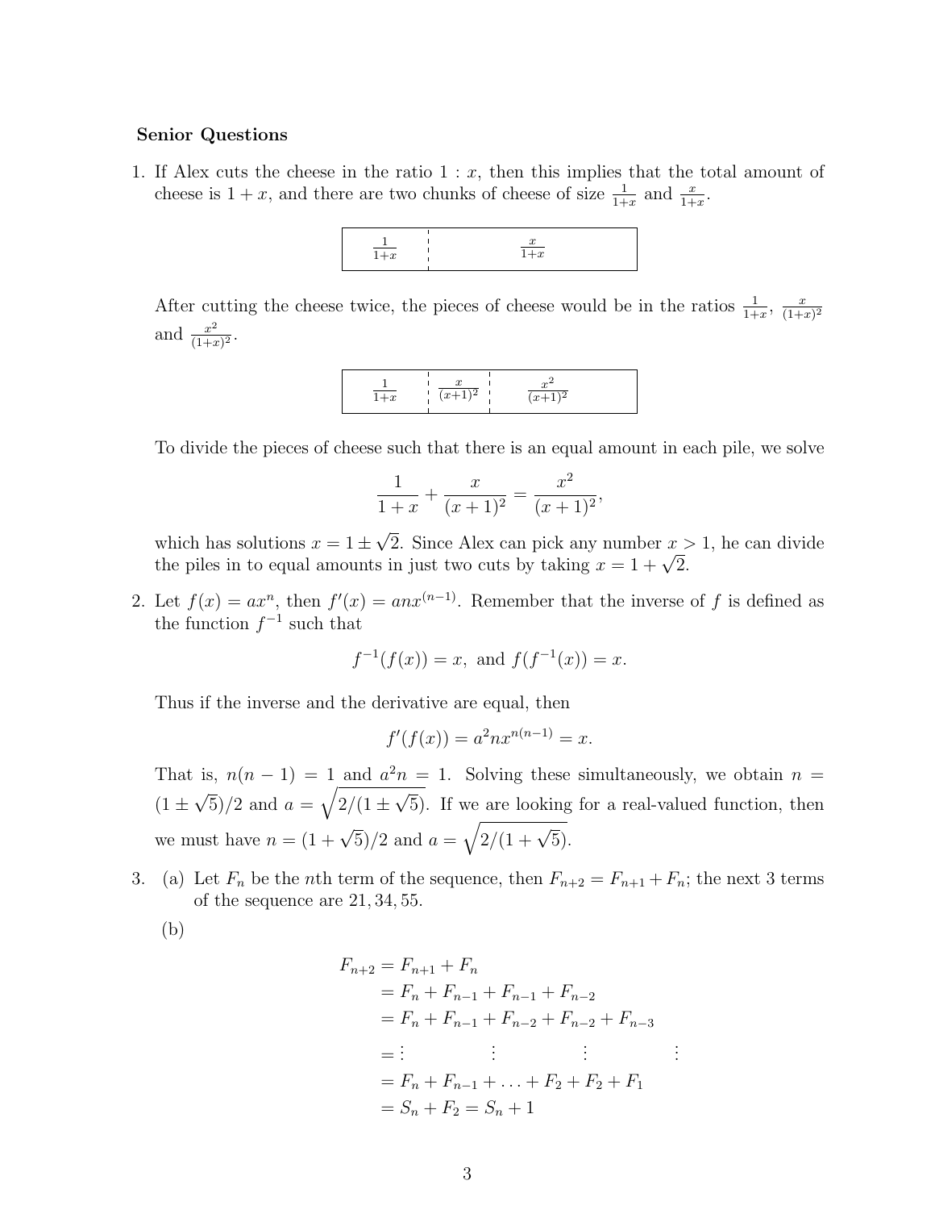**Senior Questions**

1. If Alex cuts the cheese in the ratio $1 : x$, then this implies that the total amount of cheese is $1 + x$, and there are two chunks of cheese of size $\frac{1}{1+x}$ and $\frac{x}{1+x}$.

   | | |
   |---|---|
   | $\frac{1}{1+x}$ | $\frac{x}{1+x}$ |

   After cutting the cheese twice, the pieces of cheese would be in the ratios $\frac{1}{1+x}$, $\frac{x}{(1+x)^2}$ and $\frac{x^2}{(1+x)^2}$.

   | | | |
   |---|---|---|
   | $\frac{1}{1+x}$ | $\frac{x}{(x+1)^2}$ | $\frac{x^2}{(x+1)^2}$ |

   To divide the pieces of cheese such that there is an equal amount in each pile, we solve

   $$\frac{1}{1+x} + \frac{x}{(x+1)^2} = \frac{x^2}{(x+1)^2},$$

   which has solutions $x = 1 \pm \sqrt{2}$. Since Alex can pick any number $x > 1$, he can divide the piles in to equal amounts in just two cuts by taking $x = 1 + \sqrt{2}$.

2. Let $f(x) = ax^n$, then $f'(x) = anx^{(n-1)}$. Remember that the inverse of $f$ is defined as the function $f^{-1}$ such that

   $$f^{-1}(f(x)) = x, \text{ and } f(f^{-1}(x)) = x.$$

   Thus if the inverse and the derivative are equal, then

   $$f'(f(x)) = a^2nx^{n(n-1)} = x.$$

   That is, $n(n-1) = 1$ and $a^2n = 1$. Solving these simultaneously, we obtain $n = (1 \pm \sqrt{5})/2$ and $a = \sqrt{2/(1 \pm \sqrt{5})}$. If we are looking for a real-valued function, then we must have $n = (1 + \sqrt{5})/2$ and $a = \sqrt{2/(1 + \sqrt{5})}$.

3. (a) Let $F_n$ be the $n$th term of the sequence, then $F_{n+2} = F_{n+1} + F_n$; the next 3 terms of the sequence are 21, 34, 55.

   (b)

   $$\begin{aligned}
   F_{n+2} &= F_{n+1} + F_n \\
   &= F_n + F_{n-1} + F_{n-1} + F_{n-2} \\
   &= F_n + F_{n-1} + F_{n-2} + F_{n-2} + F_{n-3} \\
   &= \vdots \qquad \vdots \qquad \vdots \qquad \vdots \\
   &= F_n + F_{n-1} + \ldots + F_2 + F_2 + F_1 \\
   &= S_n + F_2 = S_n + 1
   \end{aligned}$$